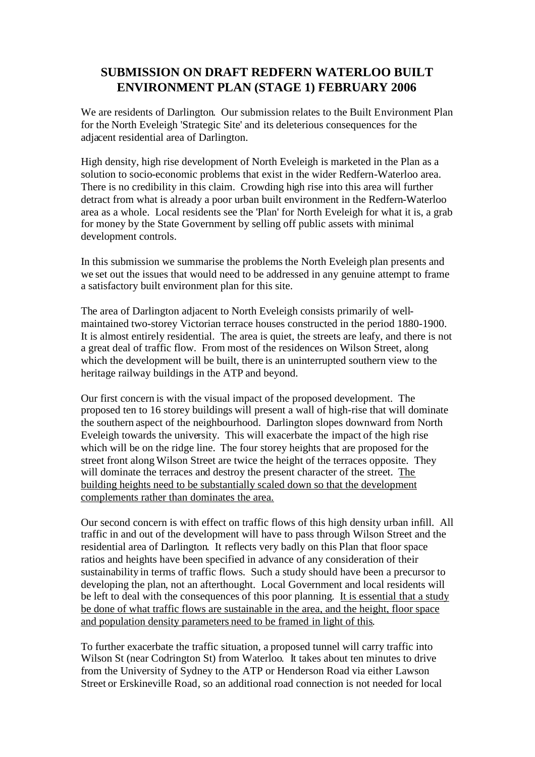# SUBMISSION ON DRAFT REDFERN WATERLOO BUILT ENVIRONMENT PLAN (STAGE 1) FEBRUARY 2006

We are residents of Darlington. Our submission relates to the Built Environment Plan for the North Eveleigh 'Strategic Site' and its deleterious consequences for the adjacent residential area of Darlington.

High density, high rise development of North Eveleigh is marketed in the Plan as a solution to socio-economic problems that exist in the wider Redfern-Waterloo area. There is no credibility in this claim. Crowding high rise into this area will further detract from what is already a poor urban built environment in the Redfern-Waterloo area as a whole. Local residents see the 'Plan' for North Eveleigh for what it is, a grab for money by the State Government by selling off public assets with minimal development controls.

In this submission we summarise the problems the North Eveleigh plan presents and we set out the issues that would need to be addressed in any genuine attempt to frame a satisfactory built environment plan for this site.

The area of Darlington adjacent to North Eveleigh consists primarily of well-maintained two-storey Victorian terrace houses constructed in the period 1880-1900. It is almost entirely residential. The area is quiet, the streets are leafy, and there is not a great deal of traffic flow. From most of the residences on Wilson Street, along which the development will be built, there is an uninterrupted southern view to the heritage railway buildings in the ATP and beyond.

Our first concern is with the visual impact of the proposed development. The proposed ten to 16 storey buildings will present a wall of high-rise that will dominate the southern aspect of the neighbourhood. Darlington slopes downward from North Eveleigh towards the university. This will exacerbate the impact of the high rise which will be on the ridge line. The four storey heights that are proposed for the street front along Wilson Street are twice the height of the terraces opposite. They will dominate the terraces and destroy the present character of the street. <u>The building heights need to be substantially scaled down so that the development complements rather than dominates the area.</u>

Our second concern is with effect on traffic flows of this high density urban infill. All traffic in and out of the development will have to pass through Wilson Street and the residential area of Darlington. It reflects very badly on this Plan that floor space ratios and heights have been specified in advance of any consideration of their sustainability in terms of traffic flows. Such a study should have been a precursor to developing the plan, not an afterthought. Local Government and local residents will be left to deal with the consequences of this poor planning. <u>It is essential that a study be done of what traffic flows are sustainable in the area, and the height, floor space and population density parameters need to be framed in light of this</u>.

To further exacerbate the traffic situation, a proposed tunnel will carry traffic into Wilson St (near Codrington St) from Waterloo. It takes about ten minutes to drive from the University of Sydney to the ATP or Henderson Road via either Lawson Street or Erskineville Road, so an additional road connection is not needed for local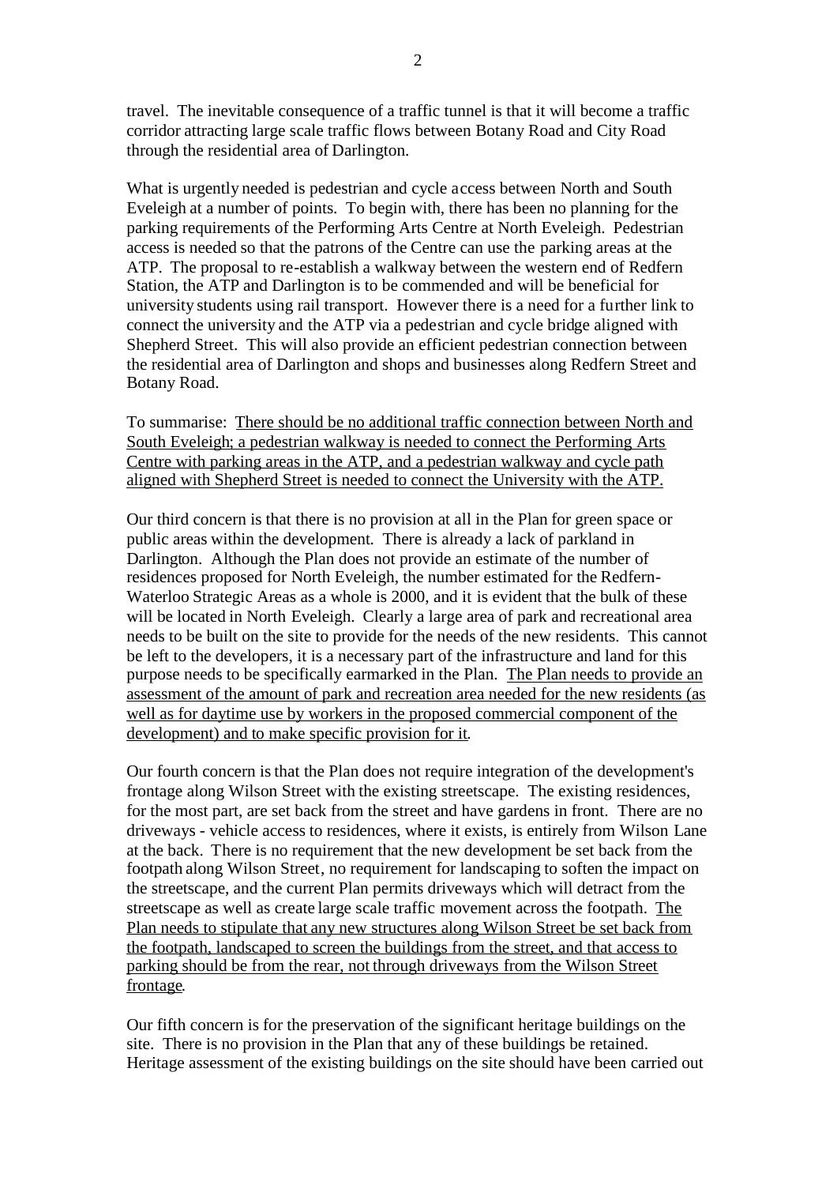travel. The inevitable consequence of a traffic tunnel is that it will become a traffic corridor attracting large scale traffic flows between Botany Road and City Road through the residential area of Darlington.

What is urgently needed is pedestrian and cycle access between North and South Eveleigh at a number of points. To begin with, there has been no planning for the parking requirements of the Performing Arts Centre at North Eveleigh. Pedestrian access is needed so that the patrons of the Centre can use the parking areas at the ATP. The proposal to re-establish a walkway between the western end of Redfern Station, the ATP and Darlington is to be commended and will be beneficial for university students using rail transport. However there is a need for a further link to connect the university and the ATP via a pedestrian and cycle bridge aligned with Shepherd Street. This will also provide an efficient pedestrian connection between the residential area of Darlington and shops and businesses along Redfern Street and Botany Road.

To summarise: <u>There should be no additional traffic connection between North and South Eveleigh; a pedestrian walkway is needed to connect the Performing Arts Centre with parking areas in the ATP, and a pedestrian walkway and cycle path aligned with Shepherd Street is needed to connect the University with the ATP.</u>

Our third concern is that there is no provision at all in the Plan for green space or public areas within the development. There is already a lack of parkland in Darlington. Although the Plan does not provide an estimate of the number of residences proposed for North Eveleigh, the number estimated for the Redfern-Waterloo Strategic Areas as a whole is 2000, and it is evident that the bulk of these will be located in North Eveleigh. Clearly a large area of park and recreational area needs to be built on the site to provide for the needs of the new residents. This cannot be left to the developers, it is a necessary part of the infrastructure and land for this purpose needs to be specifically earmarked in the Plan. <u>The Plan needs to provide an assessment of the amount of park and recreation area needed for the new residents (as well as for daytime use by workers in the proposed commercial component of the development) and to make specific provision for it</u>.

Our fourth concern is that the Plan does not require integration of the development's frontage along Wilson Street with the existing streetscape. The existing residences, for the most part, are set back from the street and have gardens in front. There are no driveways - vehicle access to residences, where it exists, is entirely from Wilson Lane at the back. There is no requirement that the new development be set back from the footpath along Wilson Street, no requirement for landscaping to soften the impact on the streetscape, and the current Plan permits driveways which will detract from the streetscape as well as create large scale traffic movement across the footpath. <u>The Plan needs to stipulate that any new structures along Wilson Street be set back from the footpath, landscaped to screen the buildings from the street, and that access to parking should be from the rear, not through driveways from the Wilson Street frontage</u>.

Our fifth concern is for the preservation of the significant heritage buildings on the site. There is no provision in the Plan that any of these buildings be retained. Heritage assessment of the existing buildings on the site should have been carried out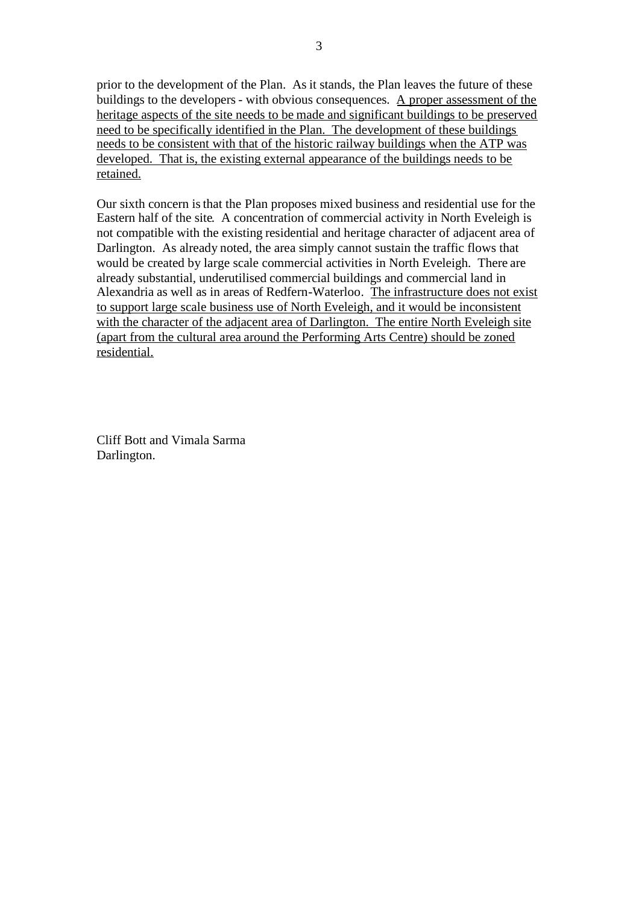prior to the development of the Plan. As it stands, the Plan leaves the future of these buildings to the developers - with obvious consequences. <u>A proper assessment of the heritage aspects of the site needs to be made and significant buildings to be preserved need to be specifically identified in the Plan. The development of these buildings needs to be consistent with that of the historic railway buildings when the ATP was developed. That is, the existing external appearance of the buildings needs to be retained.</u>

Our sixth concern is that the Plan proposes mixed business and residential use for the Eastern half of the site. A concentration of commercial activity in North Eveleigh is not compatible with the existing residential and heritage character of adjacent area of Darlington. As already noted, the area simply cannot sustain the traffic flows that would be created by large scale commercial activities in North Eveleigh. There are already substantial, underutilised commercial buildings and commercial land in Alexandria as well as in areas of Redfern-Waterloo. <u>The infrastructure does not exist to support large scale business use of North Eveleigh, and it would be inconsistent with the character of the adjacent area of Darlington. The entire North Eveleigh site (apart from the cultural area around the Performing Arts Centre) should be zoned residential.</u>

Cliff Bott and Vimala Sarma
Darlington.